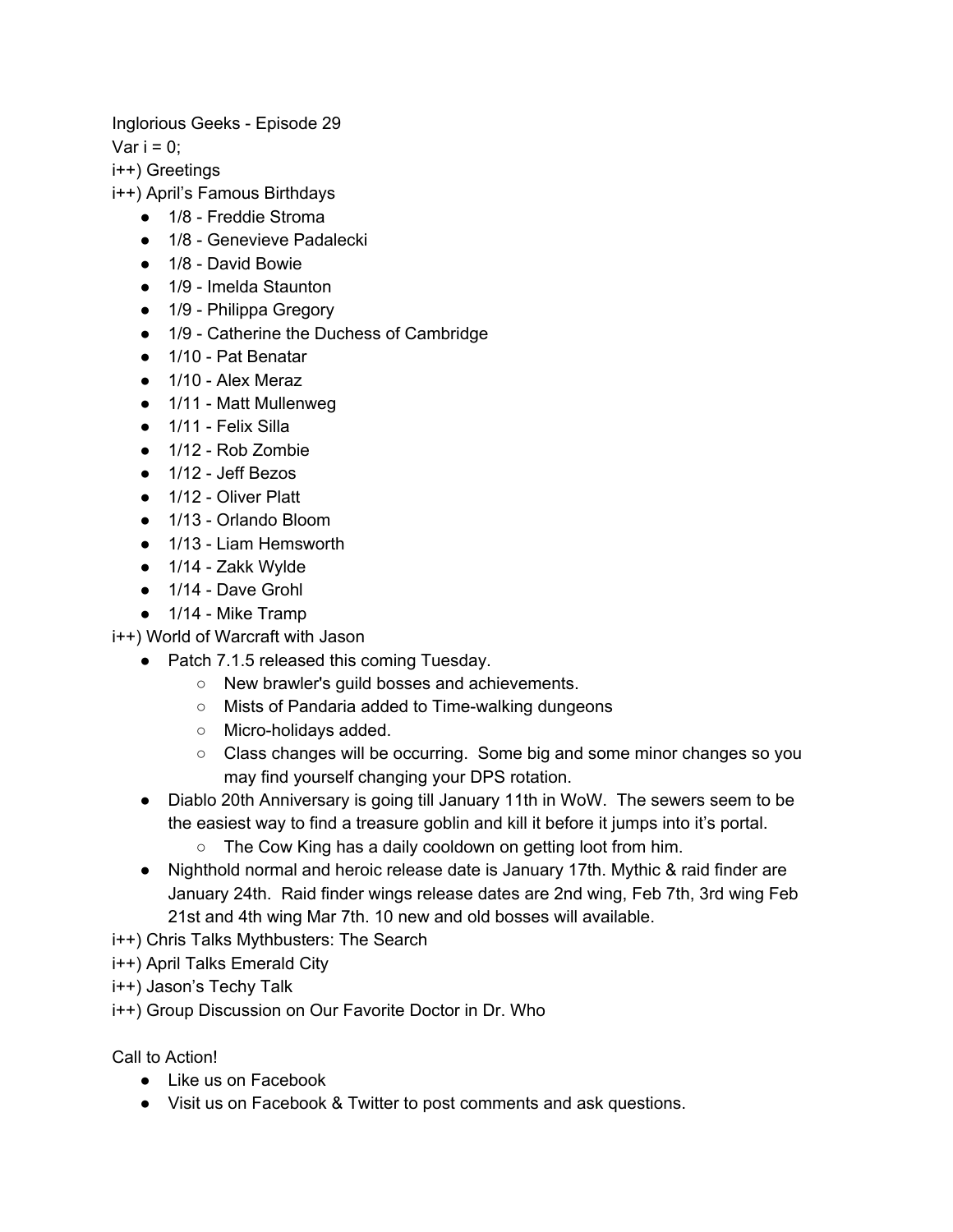Inglorious Geeks - Episode 29

Var i = 0;

i++) Greetings

i++) April's Famous Birthdays

- 1/8 - Freddie Stroma
- 1/8 - Genevieve Padalecki
- 1/8 - David Bowie
- 1/9 - Imelda Staunton
- 1/9 - Philippa Gregory
- 1/9 - Catherine the Duchess of Cambridge
- 1/10 - Pat Benatar
- 1/10 - Alex Meraz
- 1/11 - Matt Mullenweg
- 1/11 - Felix Silla
- 1/12 - Rob Zombie
- 1/12 - Jeff Bezos
- 1/12 - Oliver Platt
- 1/13 - Orlando Bloom
- 1/13 - Liam Hemsworth
- 1/14 - Zakk Wylde
- 1/14 - Dave Grohl
- 1/14 - Mike Tramp

i++) World of Warcraft with Jason

- Patch 7.1.5 released this coming Tuesday.
    - New brawler's guild bosses and achievements.
    - Mists of Pandaria added to Time-walking dungeons
    - Micro-holidays added.
    - Class changes will be occurring. Some big and some minor changes so you may find yourself changing your DPS rotation.
- Diablo 20th Anniversary is going till January 11th in WoW. The sewers seem to be the easiest way to find a treasure goblin and kill it before it jumps into it's portal.
    - The Cow King has a daily cooldown on getting loot from him.
- Nighthold normal and heroic release date is January 17th. Mythic & raid finder are January 24th. Raid finder wings release dates are 2nd wing, Feb 7th, 3rd wing Feb 21st and 4th wing Mar 7th. 10 new and old bosses will available.

i++) Chris Talks Mythbusters: The Search

i++) April Talks Emerald City

i++) Jason's Techy Talk

i++) Group Discussion on Our Favorite Doctor in Dr. Who

Call to Action!

- Like us on Facebook
- Visit us on Facebook & Twitter to post comments and ask questions.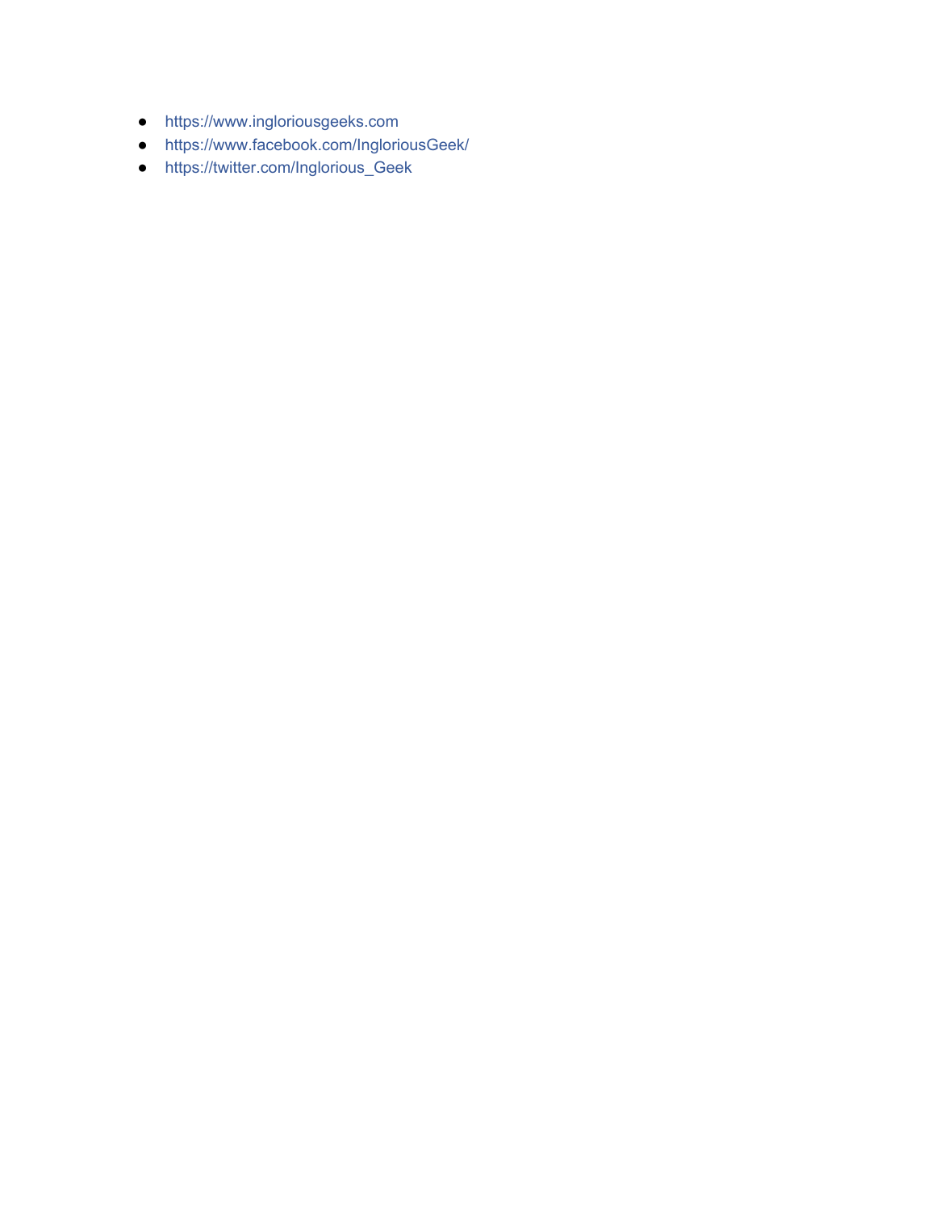- https://www.ingloriousgeeks.com
- https://www.facebook.com/IngloriousGeek/
- https://twitter.com/Inglorious_Geek